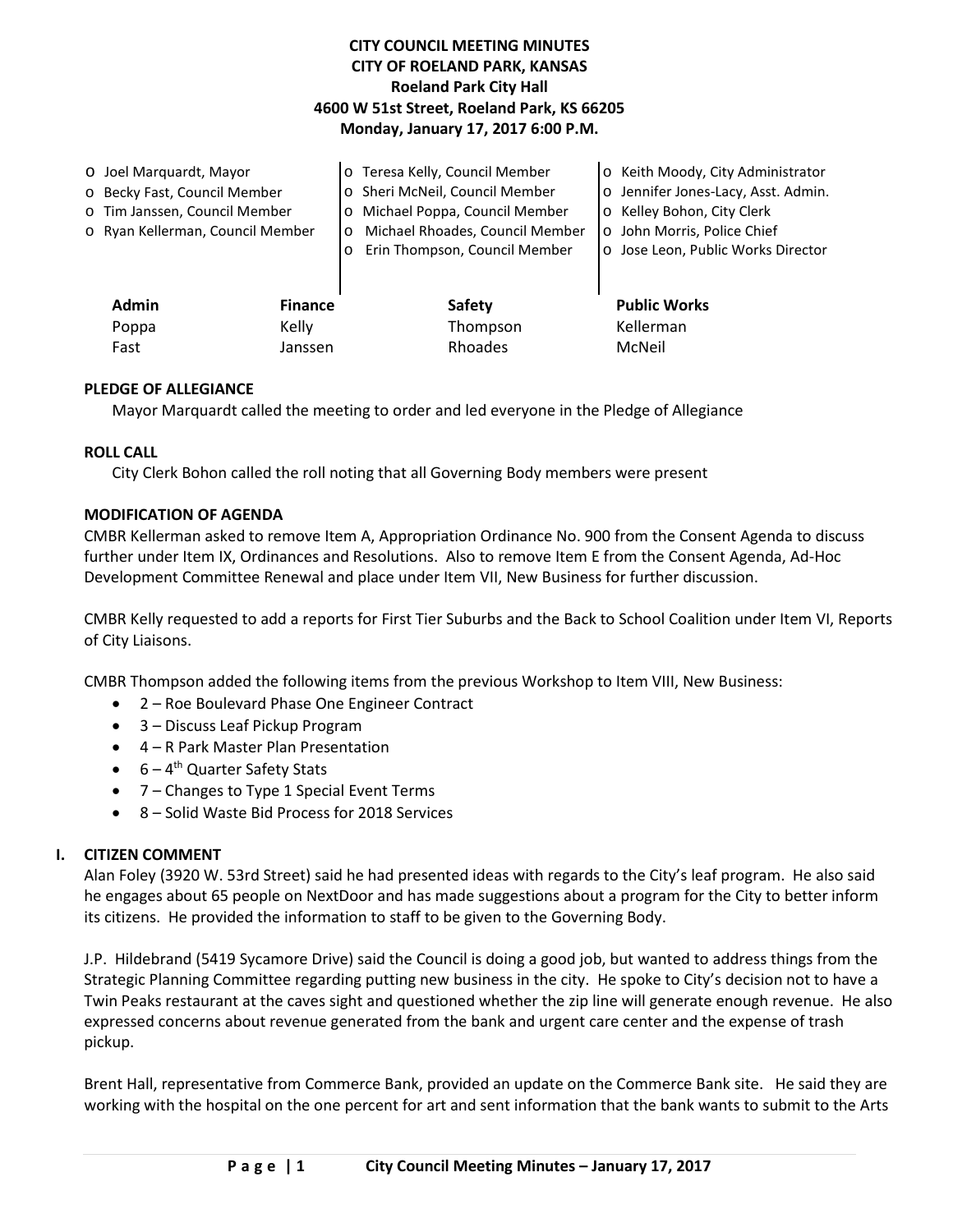# CITY COUNCIL MEETING MINUTES
## CITY OF ROELAND PARK, KANSAS
### Roeland Park City Hall
### 4600 W 51st Street, Roeland Park, KS 66205
### Monday, January 17, 2017 6:00 P.M.

- o Joel Marquardt, Mayor
- o Becky Fast, Council Member
- o Tim Janssen, Council Member
- o Ryan Kellerman, Council Member
- o Teresa Kelly, Council Member
- o Sheri McNeil, Council Member
- o Michael Poppa, Council Member
- o Michael Rhoades, Council Member
- o Erin Thompson, Council Member
- o Keith Moody, City Administrator
- o Jennifer Jones-Lacy, Asst. Admin.
- o Kelley Bohon, City Clerk
- o John Morris, Police Chief
- o Jose Leon, Public Works Director

| Admin | Finance | Safety | Public Works |
|---|---|---|---|
| Poppa | Kelly | Thompson | Kellerman |
| Fast | Janssen | Rhoades | McNeil |

**PLEDGE OF ALLEGIANCE**

Mayor Marquardt called the meeting to order and led everyone in the Pledge of Allegiance

**ROLL CALL**

City Clerk Bohon called the roll noting that all Governing Body members were present

**MODIFICATION OF AGENDA**

CMBR Kellerman asked to remove Item A, Appropriation Ordinance No. 900 from the Consent Agenda to discuss further under Item IX, Ordinances and Resolutions. Also to remove Item E from the Consent Agenda, Ad-Hoc Development Committee Renewal and place under Item VII, New Business for further discussion.

CMBR Kelly requested to add a reports for First Tier Suburbs and the Back to School Coalition under Item VI, Reports of City Liaisons.

CMBR Thompson added the following items from the previous Workshop to Item VIII, New Business:

- 2 – Roe Boulevard Phase One Engineer Contract
- 3 – Discuss Leaf Pickup Program
- 4 – R Park Master Plan Presentation
- 6 – 4th Quarter Safety Stats
- 7 – Changes to Type 1 Special Event Terms
- 8 – Solid Waste Bid Process for 2018 Services

## I. CITIZEN COMMENT

Alan Foley (3920 W. 53rd Street) said he had presented ideas with regards to the City's leaf program. He also said he engages about 65 people on NextDoor and has made suggestions about a program for the City to better inform its citizens. He provided the information to staff to be given to the Governing Body.

J.P. Hildebrand (5419 Sycamore Drive) said the Council is doing a good job, but wanted to address things from the Strategic Planning Committee regarding putting new business in the city. He spoke to City's decision not to have a Twin Peaks restaurant at the caves sight and questioned whether the zip line will generate enough revenue. He also expressed concerns about revenue generated from the bank and urgent care center and the expense of trash pickup.

Brent Hall, representative from Commerce Bank, provided an update on the Commerce Bank site. He said they are working with the hospital on the one percent for art and sent information that the bank wants to submit to the Arts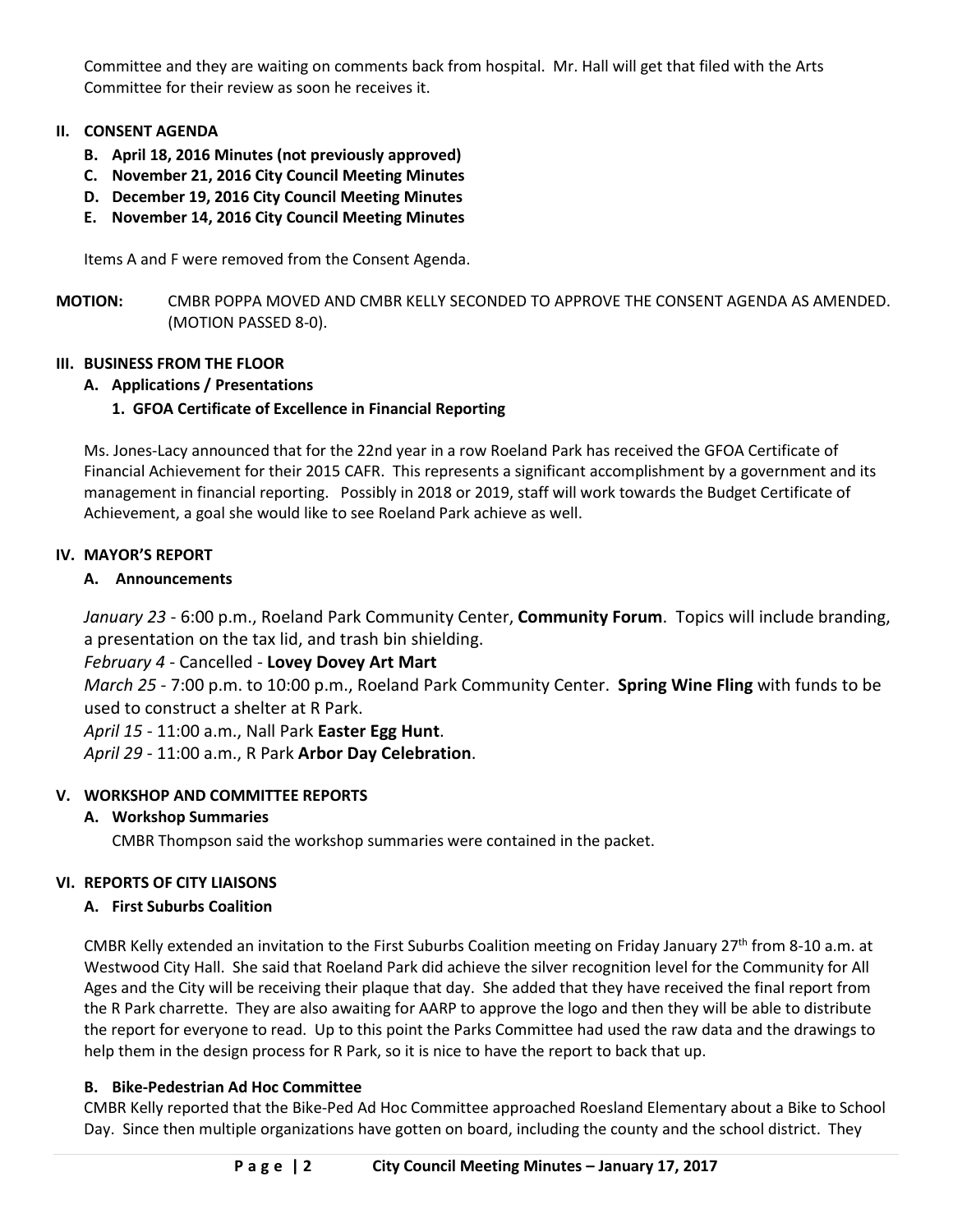Committee and they are waiting on comments back from hospital. Mr. Hall will get that filed with the Arts Committee for their review as soon he receives it.

## II. CONSENT AGENDA

- **B. April 18, 2016 Minutes (not previously approved)**
- **C. November 21, 2016 City Council Meeting Minutes**
- **D. December 19, 2016 City Council Meeting Minutes**
- **E. November 14, 2016 City Council Meeting Minutes**

Items A and F were removed from the Consent Agenda.

**MOTION:** CMBR POPPA MOVED AND CMBR KELLY SECONDED TO APPROVE THE CONSENT AGENDA AS AMENDED. (MOTION PASSED 8-0).

## III. BUSINESS FROM THE FLOOR

### A. Applications / Presentations

#### 1. GFOA Certificate of Excellence in Financial Reporting

Ms. Jones-Lacy announced that for the 22nd year in a row Roeland Park has received the GFOA Certificate of Financial Achievement for their 2015 CAFR. This represents a significant accomplishment by a government and its management in financial reporting. Possibly in 2018 or 2019, staff will work towards the Budget Certificate of Achievement, a goal she would like to see Roeland Park achieve as well.

## IV. MAYOR'S REPORT

### A. Announcements

*January 23* - 6:00 p.m., Roeland Park Community Center, **Community Forum**. Topics will include branding, a presentation on the tax lid, and trash bin shielding.

*February 4* - Cancelled - **Lovey Dovey Art Mart**

*March 25* - 7:00 p.m. to 10:00 p.m., Roeland Park Community Center. **Spring Wine Fling** with funds to be used to construct a shelter at R Park.

*April 15* - 11:00 a.m., Nall Park **Easter Egg Hunt**.

*April 29* - 11:00 a.m., R Park **Arbor Day Celebration**.

## V. WORKSHOP AND COMMITTEE REPORTS

### A. Workshop Summaries

CMBR Thompson said the workshop summaries were contained in the packet.

## VI. REPORTS OF CITY LIAISONS

### A. First Suburbs Coalition

CMBR Kelly extended an invitation to the First Suburbs Coalition meeting on Friday January 27th from 8-10 a.m. at Westwood City Hall. She said that Roeland Park did achieve the silver recognition level for the Community for All Ages and the City will be receiving their plaque that day. She added that they have received the final report from the R Park charrette. They are also awaiting for AARP to approve the logo and then they will be able to distribute the report for everyone to read. Up to this point the Parks Committee had used the raw data and the drawings to help them in the design process for R Park, so it is nice to have the report to back that up.

### B. Bike-Pedestrian Ad Hoc Committee

CMBR Kelly reported that the Bike-Ped Ad Hoc Committee approached Roesland Elementary about a Bike to School Day. Since then multiple organizations have gotten on board, including the county and the school district. They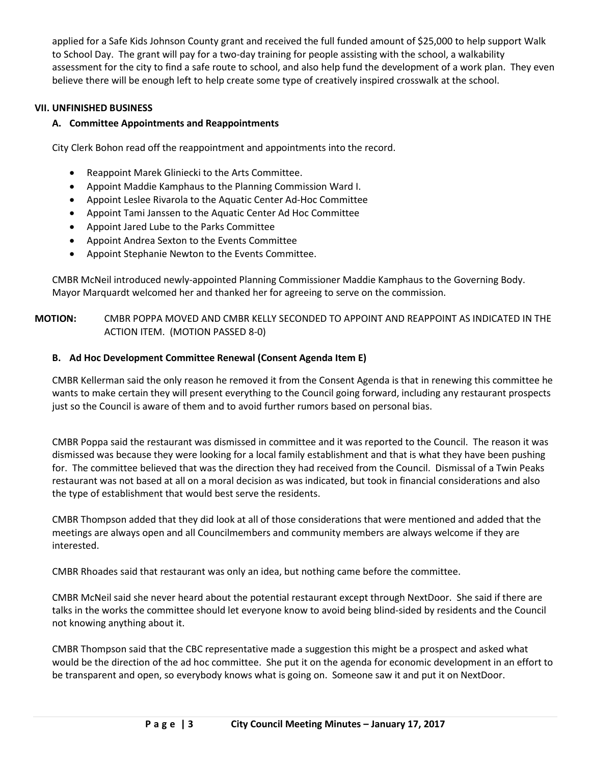applied for a Safe Kids Johnson County grant and received the full funded amount of $25,000 to help support Walk to School Day. The grant will pay for a two-day training for people assisting with the school, a walkability assessment for the city to find a safe route to school, and also help fund the development of a work plan. They even believe there will be enough left to help create some type of creatively inspired crosswalk at the school.

## VII. UNFINISHED BUSINESS

### A. Committee Appointments and Reappointments

City Clerk Bohon read off the reappointment and appointments into the record.

- Reappoint Marek Gliniecki to the Arts Committee.
- Appoint Maddie Kamphaus to the Planning Commission Ward I.
- Appoint Leslee Rivarola to the Aquatic Center Ad-Hoc Committee
- Appoint Tami Janssen to the Aquatic Center Ad Hoc Committee
- Appoint Jared Lube to the Parks Committee
- Appoint Andrea Sexton to the Events Committee
- Appoint Stephanie Newton to the Events Committee.

CMBR McNeil introduced newly-appointed Planning Commissioner Maddie Kamphaus to the Governing Body. Mayor Marquardt welcomed her and thanked her for agreeing to serve on the commission.

**MOTION:** CMBR POPPA MOVED AND CMBR KELLY SECONDED TO APPOINT AND REAPPOINT AS INDICATED IN THE ACTION ITEM. (MOTION PASSED 8-0)

### B. Ad Hoc Development Committee Renewal (Consent Agenda Item E)

CMBR Kellerman said the only reason he removed it from the Consent Agenda is that in renewing this committee he wants to make certain they will present everything to the Council going forward, including any restaurant prospects just so the Council is aware of them and to avoid further rumors based on personal bias.

CMBR Poppa said the restaurant was dismissed in committee and it was reported to the Council. The reason it was dismissed was because they were looking for a local family establishment and that is what they have been pushing for. The committee believed that was the direction they had received from the Council. Dismissal of a Twin Peaks restaurant was not based at all on a moral decision as was indicated, but took in financial considerations and also the type of establishment that would best serve the residents.

CMBR Thompson added that they did look at all of those considerations that were mentioned and added that the meetings are always open and all Councilmembers and community members are always welcome if they are interested.

CMBR Rhoades said that restaurant was only an idea, but nothing came before the committee.

CMBR McNeil said she never heard about the potential restaurant except through NextDoor. She said if there are talks in the works the committee should let everyone know to avoid being blind-sided by residents and the Council not knowing anything about it.

CMBR Thompson said that the CBC representative made a suggestion this might be a prospect and asked what would be the direction of the ad hoc committee. She put it on the agenda for economic development in an effort to be transparent and open, so everybody knows what is going on. Someone saw it and put it on NextDoor.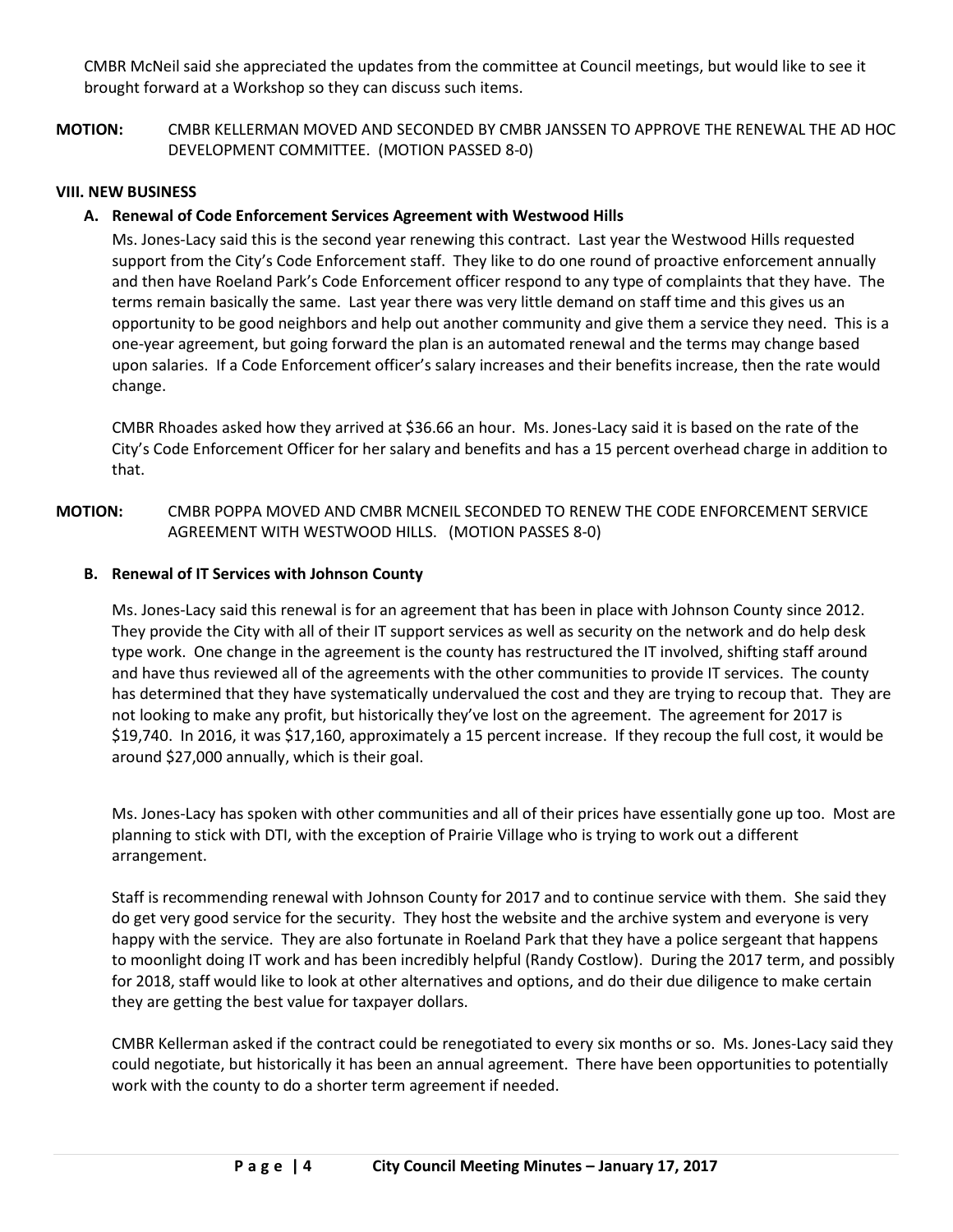CMBR McNeil said she appreciated the updates from the committee at Council meetings, but would like to see it brought forward at a Workshop so they can discuss such items.

**MOTION:** CMBR KELLERMAN MOVED AND SECONDED BY CMBR JANSSEN TO APPROVE THE RENEWAL THE AD HOC DEVELOPMENT COMMITTEE. (MOTION PASSED 8-0)

**VIII. NEW BUSINESS**

**A. Renewal of Code Enforcement Services Agreement with Westwood Hills**

Ms. Jones-Lacy said this is the second year renewing this contract. Last year the Westwood Hills requested support from the City's Code Enforcement staff. They like to do one round of proactive enforcement annually and then have Roeland Park's Code Enforcement officer respond to any type of complaints that they have. The terms remain basically the same. Last year there was very little demand on staff time and this gives us an opportunity to be good neighbors and help out another community and give them a service they need. This is a one-year agreement, but going forward the plan is an automated renewal and the terms may change based upon salaries. If a Code Enforcement officer's salary increases and their benefits increase, then the rate would change.

CMBR Rhoades asked how they arrived at $36.66 an hour. Ms. Jones-Lacy said it is based on the rate of the City's Code Enforcement Officer for her salary and benefits and has a 15 percent overhead charge in addition to that.

**MOTION:** CMBR POPPA MOVED AND CMBR MCNEIL SECONDED TO RENEW THE CODE ENFORCEMENT SERVICE AGREEMENT WITH WESTWOOD HILLS. (MOTION PASSES 8-0)

**B. Renewal of IT Services with Johnson County**

Ms. Jones-Lacy said this renewal is for an agreement that has been in place with Johnson County since 2012. They provide the City with all of their IT support services as well as security on the network and do help desk type work. One change in the agreement is the county has restructured the IT involved, shifting staff around and have thus reviewed all of the agreements with the other communities to provide IT services. The county has determined that they have systematically undervalued the cost and they are trying to recoup that. They are not looking to make any profit, but historically they've lost on the agreement. The agreement for 2017 is $19,740. In 2016, it was $17,160, approximately a 15 percent increase. If they recoup the full cost, it would be around $27,000 annually, which is their goal.

Ms. Jones-Lacy has spoken with other communities and all of their prices have essentially gone up too. Most are planning to stick with DTI, with the exception of Prairie Village who is trying to work out a different arrangement.

Staff is recommending renewal with Johnson County for 2017 and to continue service with them. She said they do get very good service for the security. They host the website and the archive system and everyone is very happy with the service. They are also fortunate in Roeland Park that they have a police sergeant that happens to moonlight doing IT work and has been incredibly helpful (Randy Costlow). During the 2017 term, and possibly for 2018, staff would like to look at other alternatives and options, and do their due diligence to make certain they are getting the best value for taxpayer dollars.

CMBR Kellerman asked if the contract could be renegotiated to every six months or so. Ms. Jones-Lacy said they could negotiate, but historically it has been an annual agreement. There have been opportunities to potentially work with the county to do a shorter term agreement if needed.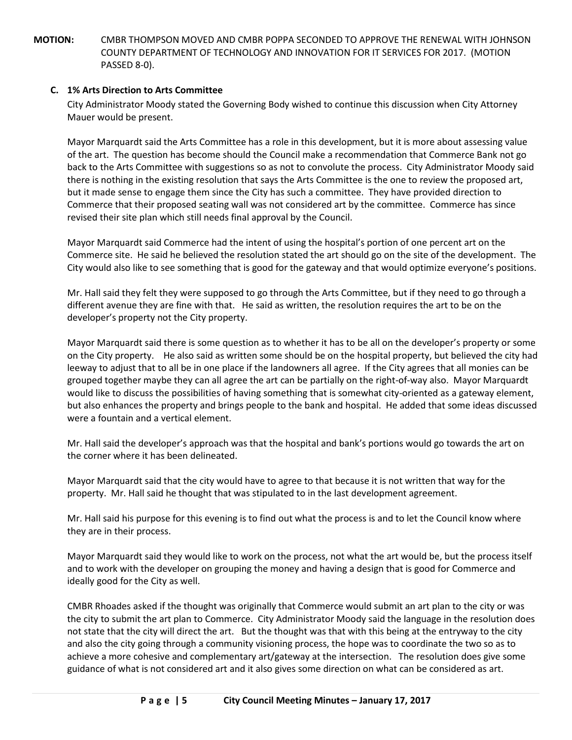**MOTION:** CMBR THOMPSON MOVED AND CMBR POPPA SECONDED TO APPROVE THE RENEWAL WITH JOHNSON COUNTY DEPARTMENT OF TECHNOLOGY AND INNOVATION FOR IT SERVICES FOR 2017. (MOTION PASSED 8-0).

**C. 1% Arts Direction to Arts Committee**

City Administrator Moody stated the Governing Body wished to continue this discussion when City Attorney Mauer would be present.

Mayor Marquardt said the Arts Committee has a role in this development, but it is more about assessing value of the art. The question has become should the Council make a recommendation that Commerce Bank not go back to the Arts Committee with suggestions so as not to convolute the process. City Administrator Moody said there is nothing in the existing resolution that says the Arts Committee is the one to review the proposed art, but it made sense to engage them since the City has such a committee. They have provided direction to Commerce that their proposed seating wall was not considered art by the committee. Commerce has since revised their site plan which still needs final approval by the Council.

Mayor Marquardt said Commerce had the intent of using the hospital's portion of one percent art on the Commerce site. He said he believed the resolution stated the art should go on the site of the development. The City would also like to see something that is good for the gateway and that would optimize everyone's positions.

Mr. Hall said they felt they were supposed to go through the Arts Committee, but if they need to go through a different avenue they are fine with that. He said as written, the resolution requires the art to be on the developer's property not the City property.

Mayor Marquardt said there is some question as to whether it has to be all on the developer's property or some on the City property. He also said as written some should be on the hospital property, but believed the city had leeway to adjust that to all be in one place if the landowners all agree. If the City agrees that all monies can be grouped together maybe they can all agree the art can be partially on the right-of-way also. Mayor Marquardt would like to discuss the possibilities of having something that is somewhat city-oriented as a gateway element, but also enhances the property and brings people to the bank and hospital. He added that some ideas discussed were a fountain and a vertical element.

Mr. Hall said the developer's approach was that the hospital and bank's portions would go towards the art on the corner where it has been delineated.

Mayor Marquardt said that the city would have to agree to that because it is not written that way for the property. Mr. Hall said he thought that was stipulated to in the last development agreement.

Mr. Hall said his purpose for this evening is to find out what the process is and to let the Council know where they are in their process.

Mayor Marquardt said they would like to work on the process, not what the art would be, but the process itself and to work with the developer on grouping the money and having a design that is good for Commerce and ideally good for the City as well.

CMBR Rhoades asked if the thought was originally that Commerce would submit an art plan to the city or was the city to submit the art plan to Commerce. City Administrator Moody said the language in the resolution does not state that the city will direct the art. But the thought was that with this being at the entryway to the city and also the city going through a community visioning process, the hope was to coordinate the two so as to achieve a more cohesive and complementary art/gateway at the intersection. The resolution does give some guidance of what is not considered art and it also gives some direction on what can be considered as art.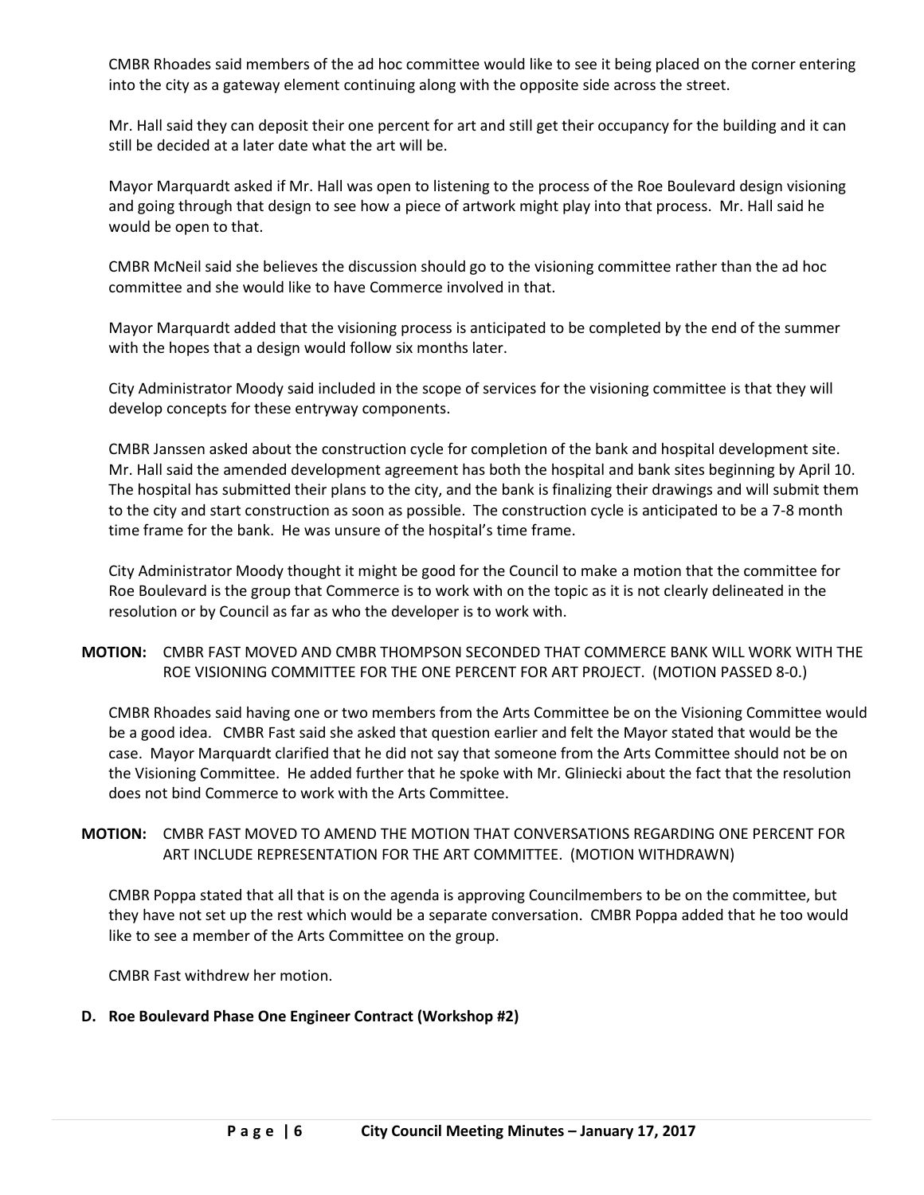CMBR Rhoades said members of the ad hoc committee would like to see it being placed on the corner entering into the city as a gateway element continuing along with the opposite side across the street.

Mr. Hall said they can deposit their one percent for art and still get their occupancy for the building and it can still be decided at a later date what the art will be.

Mayor Marquardt asked if Mr. Hall was open to listening to the process of the Roe Boulevard design visioning and going through that design to see how a piece of artwork might play into that process. Mr. Hall said he would be open to that.

CMBR McNeil said she believes the discussion should go to the visioning committee rather than the ad hoc committee and she would like to have Commerce involved in that.

Mayor Marquardt added that the visioning process is anticipated to be completed by the end of the summer with the hopes that a design would follow six months later.

City Administrator Moody said included in the scope of services for the visioning committee is that they will develop concepts for these entryway components.

CMBR Janssen asked about the construction cycle for completion of the bank and hospital development site. Mr. Hall said the amended development agreement has both the hospital and bank sites beginning by April 10. The hospital has submitted their plans to the city, and the bank is finalizing their drawings and will submit them to the city and start construction as soon as possible. The construction cycle is anticipated to be a 7-8 month time frame for the bank. He was unsure of the hospital's time frame.

City Administrator Moody thought it might be good for the Council to make a motion that the committee for Roe Boulevard is the group that Commerce is to work with on the topic as it is not clearly delineated in the resolution or by Council as far as who the developer is to work with.

**MOTION:** CMBR FAST MOVED AND CMBR THOMPSON SECONDED THAT COMMERCE BANK WILL WORK WITH THE ROE VISIONING COMMITTEE FOR THE ONE PERCENT FOR ART PROJECT. (MOTION PASSED 8-0.)

CMBR Rhoades said having one or two members from the Arts Committee be on the Visioning Committee would be a good idea. CMBR Fast said she asked that question earlier and felt the Mayor stated that would be the case. Mayor Marquardt clarified that he did not say that someone from the Arts Committee should not be on the Visioning Committee. He added further that he spoke with Mr. Gliniecki about the fact that the resolution does not bind Commerce to work with the Arts Committee.

**MOTION:** CMBR FAST MOVED TO AMEND THE MOTION THAT CONVERSATIONS REGARDING ONE PERCENT FOR ART INCLUDE REPRESENTATION FOR THE ART COMMITTEE. (MOTION WITHDRAWN)

CMBR Poppa stated that all that is on the agenda is approving Councilmembers to be on the committee, but they have not set up the rest which would be a separate conversation. CMBR Poppa added that he too would like to see a member of the Arts Committee on the group.

CMBR Fast withdrew her motion.

**D. Roe Boulevard Phase One Engineer Contract (Workshop #2)**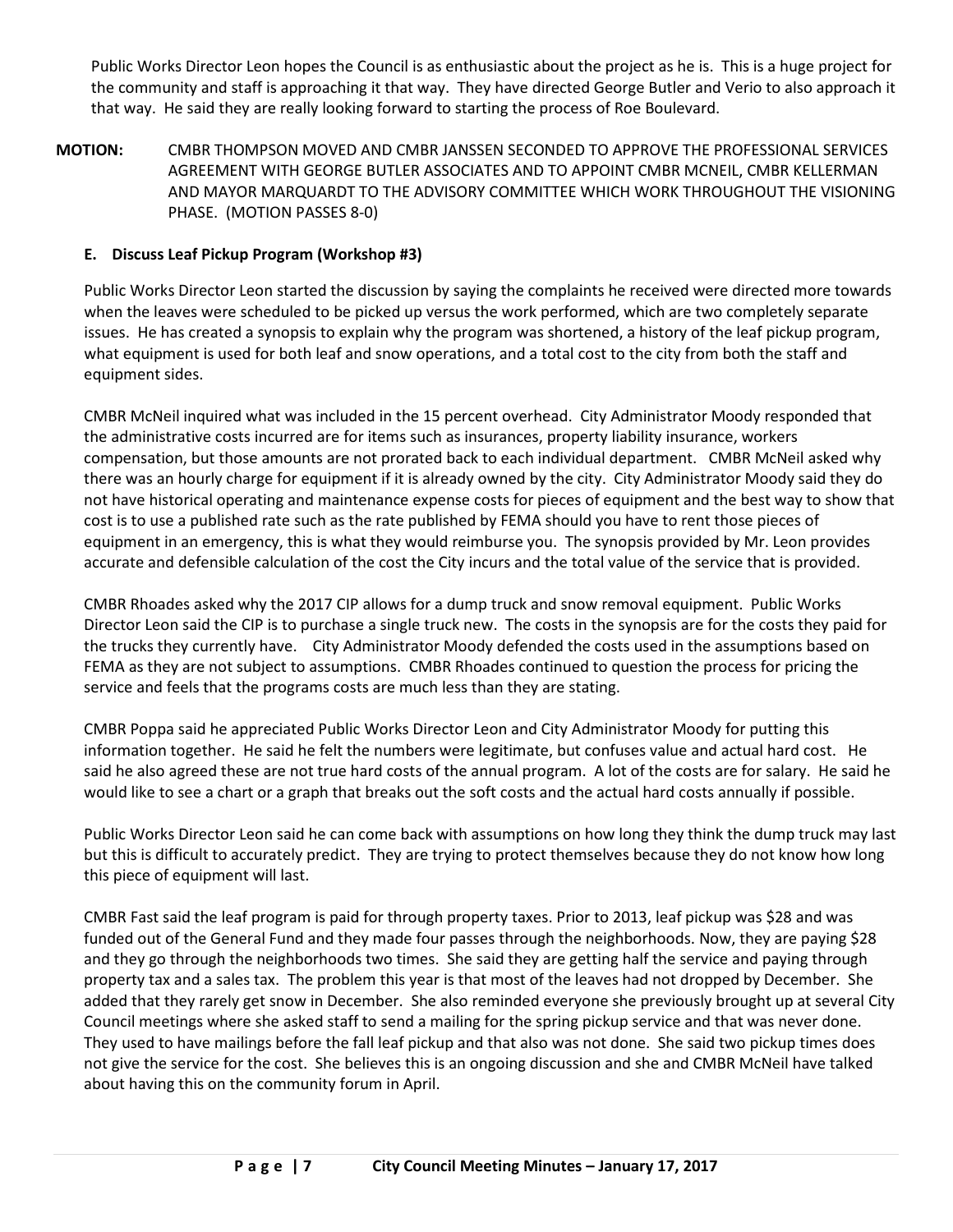Public Works Director Leon hopes the Council is as enthusiastic about the project as he is. This is a huge project for the community and staff is approaching it that way. They have directed George Butler and Verio to also approach it that way. He said they are really looking forward to starting the process of Roe Boulevard.

**MOTION:** CMBR THOMPSON MOVED AND CMBR JANSSEN SECONDED TO APPROVE THE PROFESSIONAL SERVICES AGREEMENT WITH GEORGE BUTLER ASSOCIATES AND TO APPOINT CMBR MCNEIL, CMBR KELLERMAN AND MAYOR MARQUARDT TO THE ADVISORY COMMITTEE WHICH WORK THROUGHOUT THE VISIONING PHASE. (MOTION PASSES 8-0)

**E. Discuss Leaf Pickup Program (Workshop #3)**

Public Works Director Leon started the discussion by saying the complaints he received were directed more towards when the leaves were scheduled to be picked up versus the work performed, which are two completely separate issues. He has created a synopsis to explain why the program was shortened, a history of the leaf pickup program, what equipment is used for both leaf and snow operations, and a total cost to the city from both the staff and equipment sides.

CMBR McNeil inquired what was included in the 15 percent overhead. City Administrator Moody responded that the administrative costs incurred are for items such as insurances, property liability insurance, workers compensation, but those amounts are not prorated back to each individual department. CMBR McNeil asked why there was an hourly charge for equipment if it is already owned by the city. City Administrator Moody said they do not have historical operating and maintenance expense costs for pieces of equipment and the best way to show that cost is to use a published rate such as the rate published by FEMA should you have to rent those pieces of equipment in an emergency, this is what they would reimburse you. The synopsis provided by Mr. Leon provides accurate and defensible calculation of the cost the City incurs and the total value of the service that is provided.

CMBR Rhoades asked why the 2017 CIP allows for a dump truck and snow removal equipment. Public Works Director Leon said the CIP is to purchase a single truck new. The costs in the synopsis are for the costs they paid for the trucks they currently have. City Administrator Moody defended the costs used in the assumptions based on FEMA as they are not subject to assumptions. CMBR Rhoades continued to question the process for pricing the service and feels that the programs costs are much less than they are stating.

CMBR Poppa said he appreciated Public Works Director Leon and City Administrator Moody for putting this information together. He said he felt the numbers were legitimate, but confuses value and actual hard cost. He said he also agreed these are not true hard costs of the annual program. A lot of the costs are for salary. He said he would like to see a chart or a graph that breaks out the soft costs and the actual hard costs annually if possible.

Public Works Director Leon said he can come back with assumptions on how long they think the dump truck may last but this is difficult to accurately predict. They are trying to protect themselves because they do not know how long this piece of equipment will last.

CMBR Fast said the leaf program is paid for through property taxes. Prior to 2013, leaf pickup was $28 and was funded out of the General Fund and they made four passes through the neighborhoods. Now, they are paying $28 and they go through the neighborhoods two times. She said they are getting half the service and paying through property tax and a sales tax. The problem this year is that most of the leaves had not dropped by December. She added that they rarely get snow in December. She also reminded everyone she previously brought up at several City Council meetings where she asked staff to send a mailing for the spring pickup service and that was never done. They used to have mailings before the fall leaf pickup and that also was not done. She said two pickup times does not give the service for the cost. She believes this is an ongoing discussion and she and CMBR McNeil have talked about having this on the community forum in April.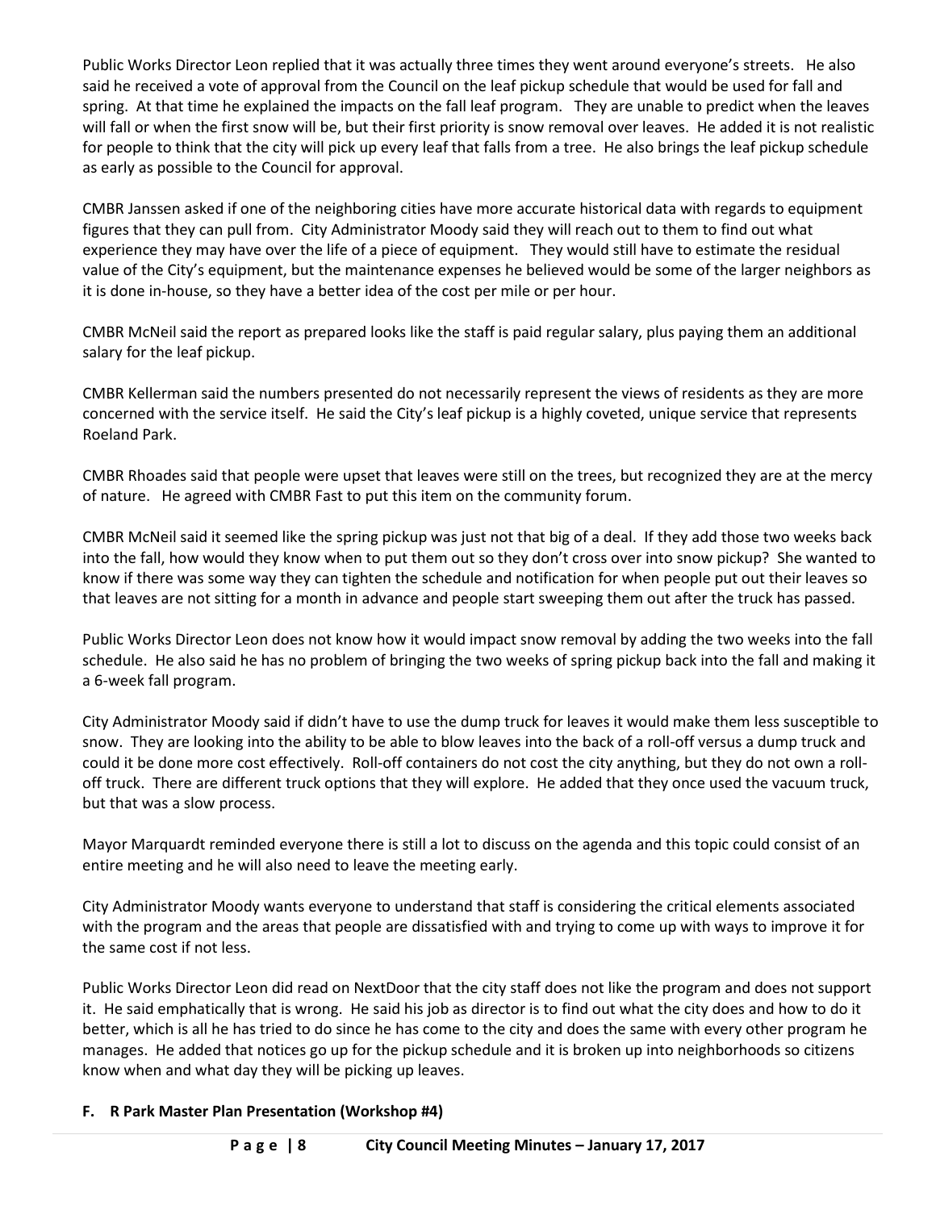Public Works Director Leon replied that it was actually three times they went around everyone's streets. He also said he received a vote of approval from the Council on the leaf pickup schedule that would be used for fall and spring. At that time he explained the impacts on the fall leaf program. They are unable to predict when the leaves will fall or when the first snow will be, but their first priority is snow removal over leaves. He added it is not realistic for people to think that the city will pick up every leaf that falls from a tree. He also brings the leaf pickup schedule as early as possible to the Council for approval.

CMBR Janssen asked if one of the neighboring cities have more accurate historical data with regards to equipment figures that they can pull from. City Administrator Moody said they will reach out to them to find out what experience they may have over the life of a piece of equipment. They would still have to estimate the residual value of the City's equipment, but the maintenance expenses he believed would be some of the larger neighbors as it is done in-house, so they have a better idea of the cost per mile or per hour.

CMBR McNeil said the report as prepared looks like the staff is paid regular salary, plus paying them an additional salary for the leaf pickup.

CMBR Kellerman said the numbers presented do not necessarily represent the views of residents as they are more concerned with the service itself. He said the City's leaf pickup is a highly coveted, unique service that represents Roeland Park.

CMBR Rhoades said that people were upset that leaves were still on the trees, but recognized they are at the mercy of nature. He agreed with CMBR Fast to put this item on the community forum.

CMBR McNeil said it seemed like the spring pickup was just not that big of a deal. If they add those two weeks back into the fall, how would they know when to put them out so they don't cross over into snow pickup? She wanted to know if there was some way they can tighten the schedule and notification for when people put out their leaves so that leaves are not sitting for a month in advance and people start sweeping them out after the truck has passed.

Public Works Director Leon does not know how it would impact snow removal by adding the two weeks into the fall schedule. He also said he has no problem of bringing the two weeks of spring pickup back into the fall and making it a 6-week fall program.

City Administrator Moody said if didn't have to use the dump truck for leaves it would make them less susceptible to snow. They are looking into the ability to be able to blow leaves into the back of a roll-off versus a dump truck and could it be done more cost effectively. Roll-off containers do not cost the city anything, but they do not own a roll-off truck. There are different truck options that they will explore. He added that they once used the vacuum truck, but that was a slow process.

Mayor Marquardt reminded everyone there is still a lot to discuss on the agenda and this topic could consist of an entire meeting and he will also need to leave the meeting early.

City Administrator Moody wants everyone to understand that staff is considering the critical elements associated with the program and the areas that people are dissatisfied with and trying to come up with ways to improve it for the same cost if not less.

Public Works Director Leon did read on NextDoor that the city staff does not like the program and does not support it. He said emphatically that is wrong. He said his job as director is to find out what the city does and how to do it better, which is all he has tried to do since he has come to the city and does the same with every other program he manages. He added that notices go up for the pickup schedule and it is broken up into neighborhoods so citizens know when and what day they will be picking up leaves.

**F. R Park Master Plan Presentation (Workshop #4)**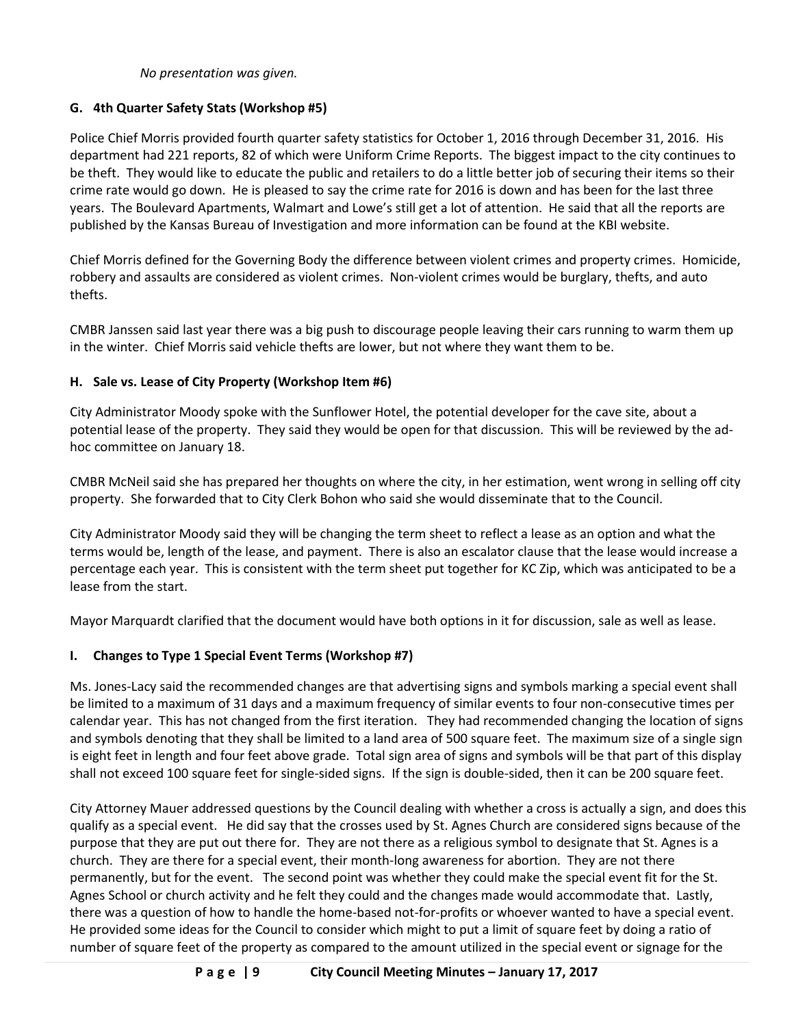*No presentation was given.*

### G. 4th Quarter Safety Stats (Workshop #5)

Police Chief Morris provided fourth quarter safety statistics for October 1, 2016 through December 31, 2016. His department had 221 reports, 82 of which were Uniform Crime Reports. The biggest impact to the city continues to be theft. They would like to educate the public and retailers to do a little better job of securing their items so their crime rate would go down. He is pleased to say the crime rate for 2016 is down and has been for the last three years. The Boulevard Apartments, Walmart and Lowe's still get a lot of attention. He said that all the reports are published by the Kansas Bureau of Investigation and more information can be found at the KBI website.

Chief Morris defined for the Governing Body the difference between violent crimes and property crimes. Homicide, robbery and assaults are considered as violent crimes. Non-violent crimes would be burglary, thefts, and auto thefts.

CMBR Janssen said last year there was a big push to discourage people leaving their cars running to warm them up in the winter. Chief Morris said vehicle thefts are lower, but not where they want them to be.

### H. Sale vs. Lease of City Property (Workshop Item #6)

City Administrator Moody spoke with the Sunflower Hotel, the potential developer for the cave site, about a potential lease of the property. They said they would be open for that discussion. This will be reviewed by the ad-hoc committee on January 18.

CMBR McNeil said she has prepared her thoughts on where the city, in her estimation, went wrong in selling off city property. She forwarded that to City Clerk Bohon who said she would disseminate that to the Council.

City Administrator Moody said they will be changing the term sheet to reflect a lease as an option and what the terms would be, length of the lease, and payment. There is also an escalator clause that the lease would increase a percentage each year. This is consistent with the term sheet put together for KC Zip, which was anticipated to be a lease from the start.

Mayor Marquardt clarified that the document would have both options in it for discussion, sale as well as lease.

### I. Changes to Type 1 Special Event Terms (Workshop #7)

Ms. Jones-Lacy said the recommended changes are that advertising signs and symbols marking a special event shall be limited to a maximum of 31 days and a maximum frequency of similar events to four non-consecutive times per calendar year. This has not changed from the first iteration. They had recommended changing the location of signs and symbols denoting that they shall be limited to a land area of 500 square feet. The maximum size of a single sign is eight feet in length and four feet above grade. Total sign area of signs and symbols will be that part of this display shall not exceed 100 square feet for single-sided signs. If the sign is double-sided, then it can be 200 square feet.

City Attorney Mauer addressed questions by the Council dealing with whether a cross is actually a sign, and does this qualify as a special event. He did say that the crosses used by St. Agnes Church are considered signs because of the purpose that they are put out there for. They are not there as a religious symbol to designate that St. Agnes is a church. They are there for a special event, their month-long awareness for abortion. They are not there permanently, but for the event. The second point was whether they could make the special event fit for the St. Agnes School or church activity and he felt they could and the changes made would accommodate that. Lastly, there was a question of how to handle the home-based not-for-profits or whoever wanted to have a special event. He provided some ideas for the Council to consider which might to put a limit of square feet by doing a ratio of number of square feet of the property as compared to the amount utilized in the special event or signage for the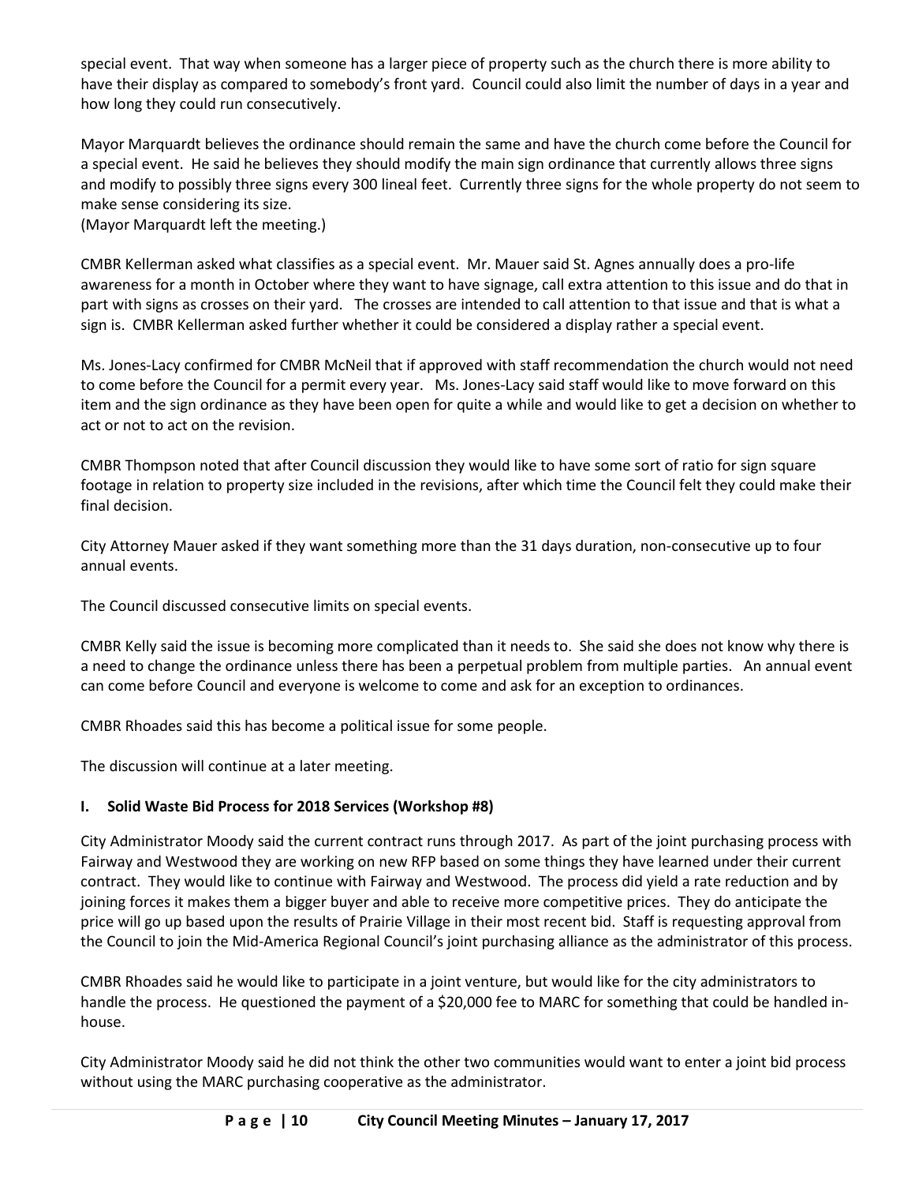special event. That way when someone has a larger piece of property such as the church there is more ability to have their display as compared to somebody's front yard. Council could also limit the number of days in a year and how long they could run consecutively.

Mayor Marquardt believes the ordinance should remain the same and have the church come before the Council for a special event. He said he believes they should modify the main sign ordinance that currently allows three signs and modify to possibly three signs every 300 lineal feet. Currently three signs for the whole property do not seem to make sense considering its size.
(Mayor Marquardt left the meeting.)

CMBR Kellerman asked what classifies as a special event. Mr. Mauer said St. Agnes annually does a pro-life awareness for a month in October where they want to have signage, call extra attention to this issue and do that in part with signs as crosses on their yard. The crosses are intended to call attention to that issue and that is what a sign is. CMBR Kellerman asked further whether it could be considered a display rather a special event.

Ms. Jones-Lacy confirmed for CMBR McNeil that if approved with staff recommendation the church would not need to come before the Council for a permit every year. Ms. Jones-Lacy said staff would like to move forward on this item and the sign ordinance as they have been open for quite a while and would like to get a decision on whether to act or not to act on the revision.

CMBR Thompson noted that after Council discussion they would like to have some sort of ratio for sign square footage in relation to property size included in the revisions, after which time the Council felt they could make their final decision.

City Attorney Mauer asked if they want something more than the 31 days duration, non-consecutive up to four annual events.

The Council discussed consecutive limits on special events.

CMBR Kelly said the issue is becoming more complicated than it needs to. She said she does not know why there is a need to change the ordinance unless there has been a perpetual problem from multiple parties. An annual event can come before Council and everyone is welcome to come and ask for an exception to ordinances.

CMBR Rhoades said this has become a political issue for some people.

The discussion will continue at a later meeting.

### I. Solid Waste Bid Process for 2018 Services (Workshop #8)

City Administrator Moody said the current contract runs through 2017. As part of the joint purchasing process with Fairway and Westwood they are working on new RFP based on some things they have learned under their current contract. They would like to continue with Fairway and Westwood. The process did yield a rate reduction and by joining forces it makes them a bigger buyer and able to receive more competitive prices. They do anticipate the price will go up based upon the results of Prairie Village in their most recent bid. Staff is requesting approval from the Council to join the Mid-America Regional Council's joint purchasing alliance as the administrator of this process.

CMBR Rhoades said he would like to participate in a joint venture, but would like for the city administrators to handle the process. He questioned the payment of a $20,000 fee to MARC for something that could be handled in-house.

City Administrator Moody said he did not think the other two communities would want to enter a joint bid process without using the MARC purchasing cooperative as the administrator.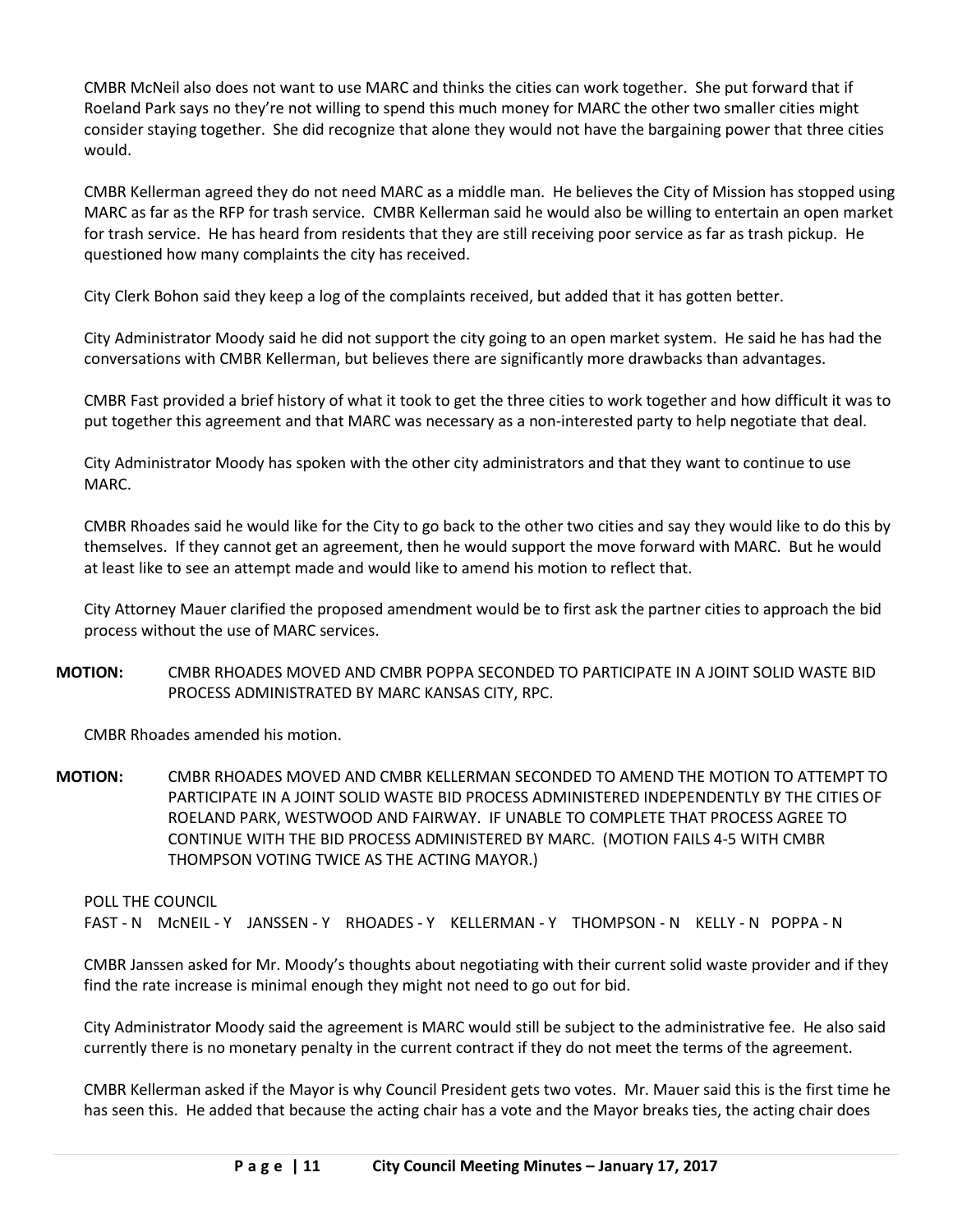CMBR McNeil also does not want to use MARC and thinks the cities can work together. She put forward that if Roeland Park says no they're not willing to spend this much money for MARC the other two smaller cities might consider staying together. She did recognize that alone they would not have the bargaining power that three cities would.

CMBR Kellerman agreed they do not need MARC as a middle man. He believes the City of Mission has stopped using MARC as far as the RFP for trash service. CMBR Kellerman said he would also be willing to entertain an open market for trash service. He has heard from residents that they are still receiving poor service as far as trash pickup. He questioned how many complaints the city has received.

City Clerk Bohon said they keep a log of the complaints received, but added that it has gotten better.

City Administrator Moody said he did not support the city going to an open market system. He said he has had the conversations with CMBR Kellerman, but believes there are significantly more drawbacks than advantages.

CMBR Fast provided a brief history of what it took to get the three cities to work together and how difficult it was to put together this agreement and that MARC was necessary as a non-interested party to help negotiate that deal.

City Administrator Moody has spoken with the other city administrators and that they want to continue to use MARC.

CMBR Rhoades said he would like for the City to go back to the other two cities and say they would like to do this by themselves. If they cannot get an agreement, then he would support the move forward with MARC. But he would at least like to see an attempt made and would like to amend his motion to reflect that.

City Attorney Mauer clarified the proposed amendment would be to first ask the partner cities to approach the bid process without the use of MARC services.

**MOTION:** CMBR RHOADES MOVED AND CMBR POPPA SECONDED TO PARTICIPATE IN A JOINT SOLID WASTE BID PROCESS ADMINISTRATED BY MARC KANSAS CITY, RPC.

CMBR Rhoades amended his motion.

**MOTION:** CMBR RHOADES MOVED AND CMBR KELLERMAN SECONDED TO AMEND THE MOTION TO ATTEMPT TO PARTICIPATE IN A JOINT SOLID WASTE BID PROCESS ADMINISTERED INDEPENDENTLY BY THE CITIES OF ROELAND PARK, WESTWOOD AND FAIRWAY. IF UNABLE TO COMPLETE THAT PROCESS AGREE TO CONTINUE WITH THE BID PROCESS ADMINISTERED BY MARC. (MOTION FAILS 4-5 WITH CMBR THOMPSON VOTING TWICE AS THE ACTING MAYOR.)

POLL THE COUNCIL
FAST - N McNEIL - Y JANSSEN - Y RHOADES - Y KELLERMAN - Y THOMPSON - N KELLY - N POPPA - N

CMBR Janssen asked for Mr. Moody's thoughts about negotiating with their current solid waste provider and if they find the rate increase is minimal enough they might not need to go out for bid.

City Administrator Moody said the agreement is MARC would still be subject to the administrative fee. He also said currently there is no monetary penalty in the current contract if they do not meet the terms of the agreement.

CMBR Kellerman asked if the Mayor is why Council President gets two votes. Mr. Mauer said this is the first time he has seen this. He added that because the acting chair has a vote and the Mayor breaks ties, the acting chair does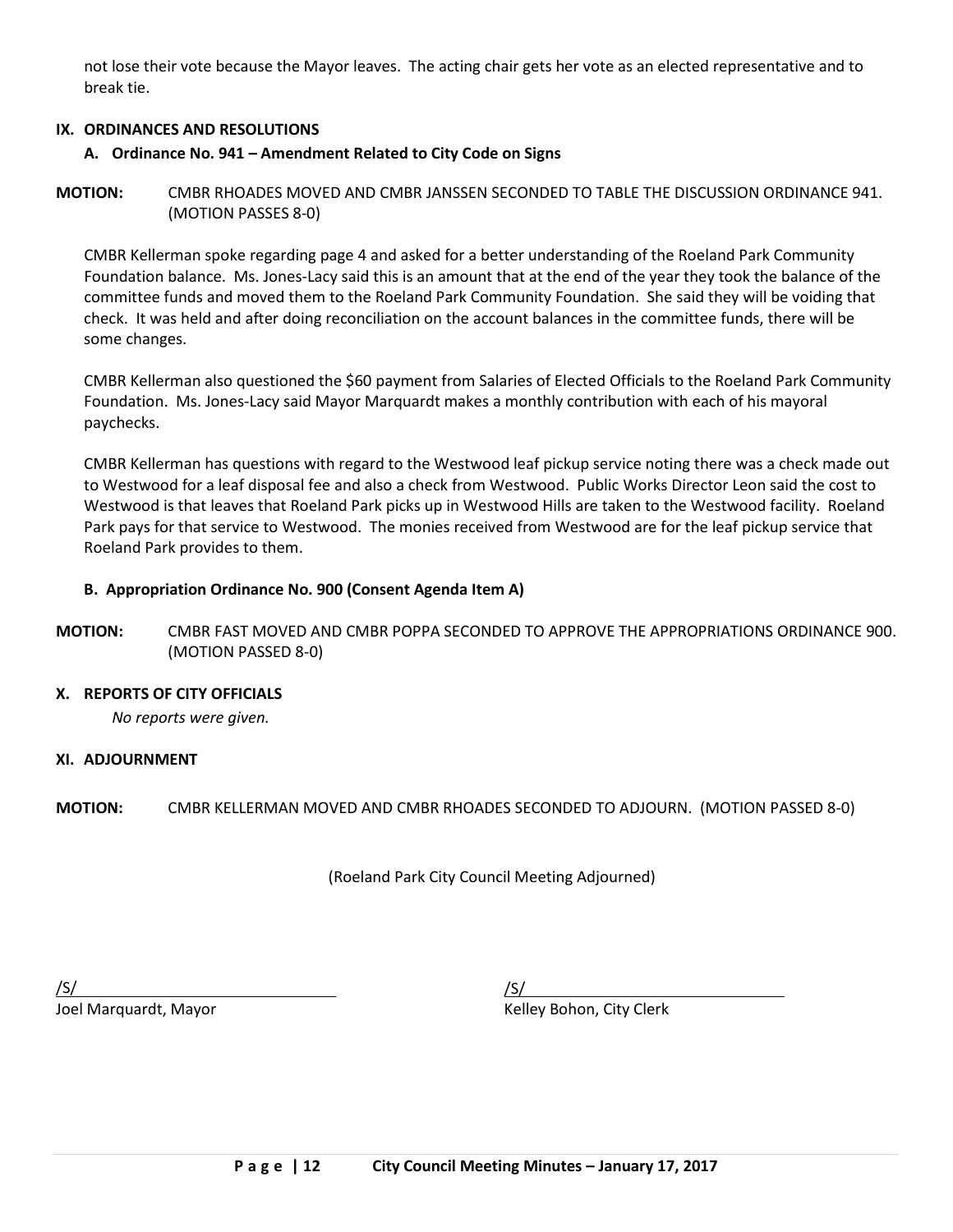not lose their vote because the Mayor leaves. The acting chair gets her vote as an elected representative and to break tie.

## IX. ORDINANCES AND RESOLUTIONS

### A. Ordinance No. 941 – Amendment Related to City Code on Signs

**MOTION:** CMBR RHOADES MOVED AND CMBR JANSSEN SECONDED TO TABLE THE DISCUSSION ORDINANCE 941. (MOTION PASSES 8-0)

CMBR Kellerman spoke regarding page 4 and asked for a better understanding of the Roeland Park Community Foundation balance. Ms. Jones-Lacy said this is an amount that at the end of the year they took the balance of the committee funds and moved them to the Roeland Park Community Foundation. She said they will be voiding that check. It was held and after doing reconciliation on the account balances in the committee funds, there will be some changes.

CMBR Kellerman also questioned the $60 payment from Salaries of Elected Officials to the Roeland Park Community Foundation. Ms. Jones-Lacy said Mayor Marquardt makes a monthly contribution with each of his mayoral paychecks.

CMBR Kellerman has questions with regard to the Westwood leaf pickup service noting there was a check made out to Westwood for a leaf disposal fee and also a check from Westwood. Public Works Director Leon said the cost to Westwood is that leaves that Roeland Park picks up in Westwood Hills are taken to the Westwood facility. Roeland Park pays for that service to Westwood. The monies received from Westwood are for the leaf pickup service that Roeland Park provides to them.

### B. Appropriation Ordinance No. 900 (Consent Agenda Item A)

**MOTION:** CMBR FAST MOVED AND CMBR POPPA SECONDED TO APPROVE THE APPROPRIATIONS ORDINANCE 900. (MOTION PASSED 8-0)

## X. REPORTS OF CITY OFFICIALS

*No reports were given.*

## XI. ADJOURNMENT

**MOTION:** CMBR KELLERMAN MOVED AND CMBR RHOADES SECONDED TO ADJOURN. (MOTION PASSED 8-0)

(Roeland Park City Council Meeting Adjourned)

/S/
Joel Marquardt, Mayor

/S/
Kelley Bohon, City Clerk